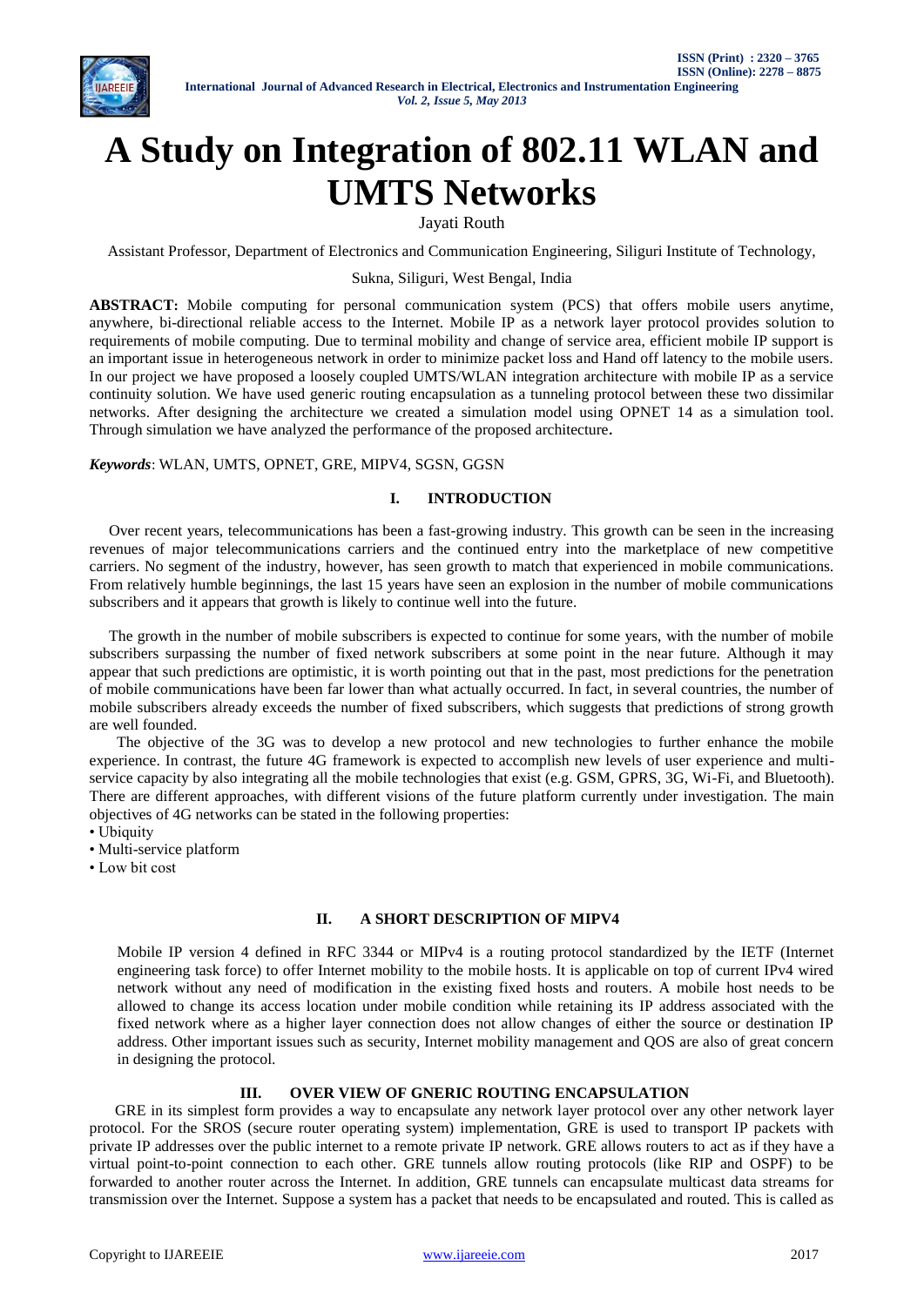# A Study on Integration of 802.11 WLAN and UMTS Networks

Jayati Routh

Assistant Professor, Department of Electronics and Communication Engineering, Siliguri Institute of Technology,

Sukna, Siliguri, West Bengal, India

**ABSTRACT:** Mobile computing for personal communication system (PCS) that offers mobile users anytime, anywhere, bi-directional reliable access to the Internet. Mobile IP as a network layer protocol provides solution to requirements of mobile computing. Due to terminal mobility and change of service area, efficient mobile IP support is an important issue in heterogeneous network in order to minimize packet loss and Hand off latency to the mobile users. In our project we have proposed a loosely coupled UMTS/WLAN integration architecture with mobile IP as a service continuity solution. We have used generic routing encapsulation as a tunneling protocol between these two dissimilar networks. After designing the architecture we created a simulation model using OPNET 14 as a simulation tool. Through simulation we have analyzed the performance of the proposed architecture**.**

***Keywords***: WLAN, UMTS, OPNET, GRE, MIPV4, SGSN, GGSN

## I. INTRODUCTION

Over recent years, telecommunications has been a fast-growing industry. This growth can be seen in the increasing revenues of major telecommunications carriers and the continued entry into the marketplace of new competitive carriers. No segment of the industry, however, has seen growth to match that experienced in mobile communications. From relatively humble beginnings, the last 15 years have seen an explosion in the number of mobile communications subscribers and it appears that growth is likely to continue well into the future.

The growth in the number of mobile subscribers is expected to continue for some years, with the number of mobile subscribers surpassing the number of fixed network subscribers at some point in the near future. Although it may appear that such predictions are optimistic, it is worth pointing out that in the past, most predictions for the penetration of mobile communications have been far lower than what actually occurred. In fact, in several countries, the number of mobile subscribers already exceeds the number of fixed subscribers, which suggests that predictions of strong growth are well founded.

The objective of the 3G was to develop a new protocol and new technologies to further enhance the mobile experience. In contrast, the future 4G framework is expected to accomplish new levels of user experience and multi-service capacity by also integrating all the mobile technologies that exist (e.g. GSM, GPRS, 3G, Wi-Fi, and Bluetooth). There are different approaches, with different visions of the future platform currently under investigation. The main objectives of 4G networks can be stated in the following properties:

- Ubiquity
- Multi-service platform
- Low bit cost

## II. A SHORT DESCRIPTION OF MIPV4

Mobile IP version 4 defined in RFC 3344 or MIPv4 is a routing protocol standardized by the IETF (Internet engineering task force) to offer Internet mobility to the mobile hosts. It is applicable on top of current IPv4 wired network without any need of modification in the existing fixed hosts and routers. A mobile host needs to be allowed to change its access location under mobile condition while retaining its IP address associated with the fixed network where as a higher layer connection does not allow changes of either the source or destination IP address. Other important issues such as security, Internet mobility management and QOS are also of great concern in designing the protocol.

## III. OVER VIEW OF GNERIC ROUTING ENCAPSULATION

GRE in its simplest form provides a way to encapsulate any network layer protocol over any other network layer protocol. For the SROS (secure router operating system) implementation, GRE is used to transport IP packets with private IP addresses over the public internet to a remote private IP network. GRE allows routers to act as if they have a virtual point-to-point connection to each other. GRE tunnels allow routing protocols (like RIP and OSPF) to be forwarded to another router across the Internet. In addition, GRE tunnels can encapsulate multicast data streams for transmission over the Internet. Suppose a system has a packet that needs to be encapsulated and routed. This is called as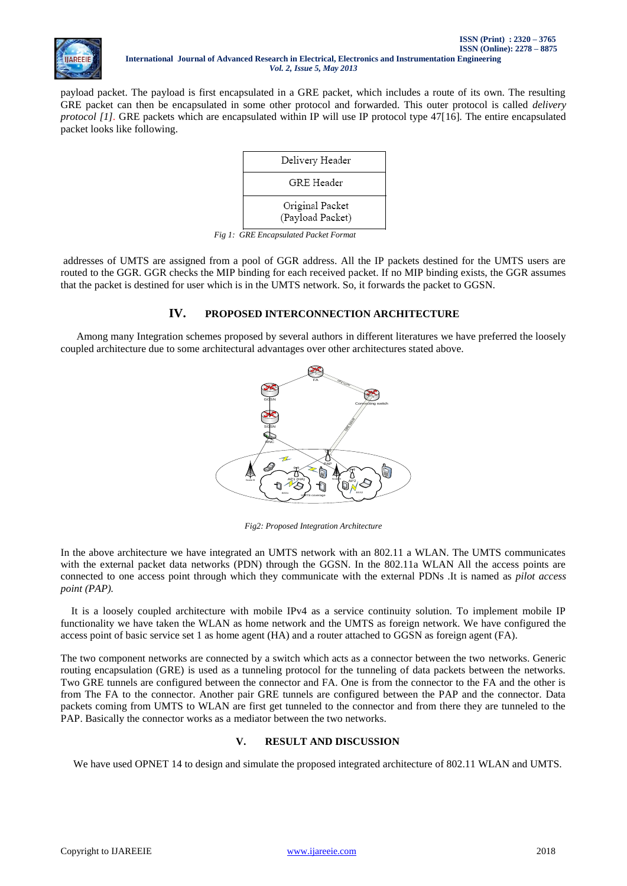payload packet. The payload is first encapsulated in a GRE packet, which includes a route of its own. The resulting GRE packet can then be encapsulated in some other protocol and forwarded. This outer protocol is called *delivery protocol [1]*. GRE packets which are encapsulated within IP will use IP protocol type 47[16]. The entire encapsulated packet looks like following.

| Delivery Header |
|---|
| GRE Header |
| Original Packet (Payload Packet) |

*Fig 1: GRE Encapsulated Packet Format*

addresses of UMTS are assigned from a pool of GGR address. All the IP packets destined for the UMTS users are routed to the GGR. GGR checks the MIP binding for each received packet. If no MIP binding exists, the GGR assumes that the packet is destined for user which is in the UMTS network. So, it forwards the packet to GGSN.

## IV. PROPOSED INTERCONNECTION ARCHITECTURE

Among many Integration schemes proposed by several authors in different literatures we have preferred the loosely coupled architecture due to some architectural advantages over other architectures stated above.

*Fig2: Proposed Integration Architecture*

In the above architecture we have integrated an UMTS network with an 802.11 a WLAN. The UMTS communicates with the external packet data networks (PDN) through the GGSN. In the 802.11a WLAN All the access points are connected to one access point through which they communicate with the external PDNs .It is named as *pilot access point (PAP).*

It is a loosely coupled architecture with mobile IPv4 as a service continuity solution. To implement mobile IP functionality we have taken the WLAN as home network and the UMTS as foreign network. We have configured the access point of basic service set 1 as home agent (HA) and a router attached to GGSN as foreign agent (FA).

The two component networks are connected by a switch which acts as a connector between the two networks. Generic routing encapsulation (GRE) is used as a tunneling protocol for the tunneling of data packets between the networks. Two GRE tunnels are configured between the connector and FA. One is from the connector to the FA and the other is from The FA to the connector. Another pair GRE tunnels are configured between the PAP and the connector. Data packets coming from UMTS to WLAN are first get tunneled to the connector and from there they are tunneled to the PAP. Basically the connector works as a mediator between the two networks.

## V. RESULT AND DISCUSSION

We have used OPNET 14 to design and simulate the proposed integrated architecture of 802.11 WLAN and UMTS.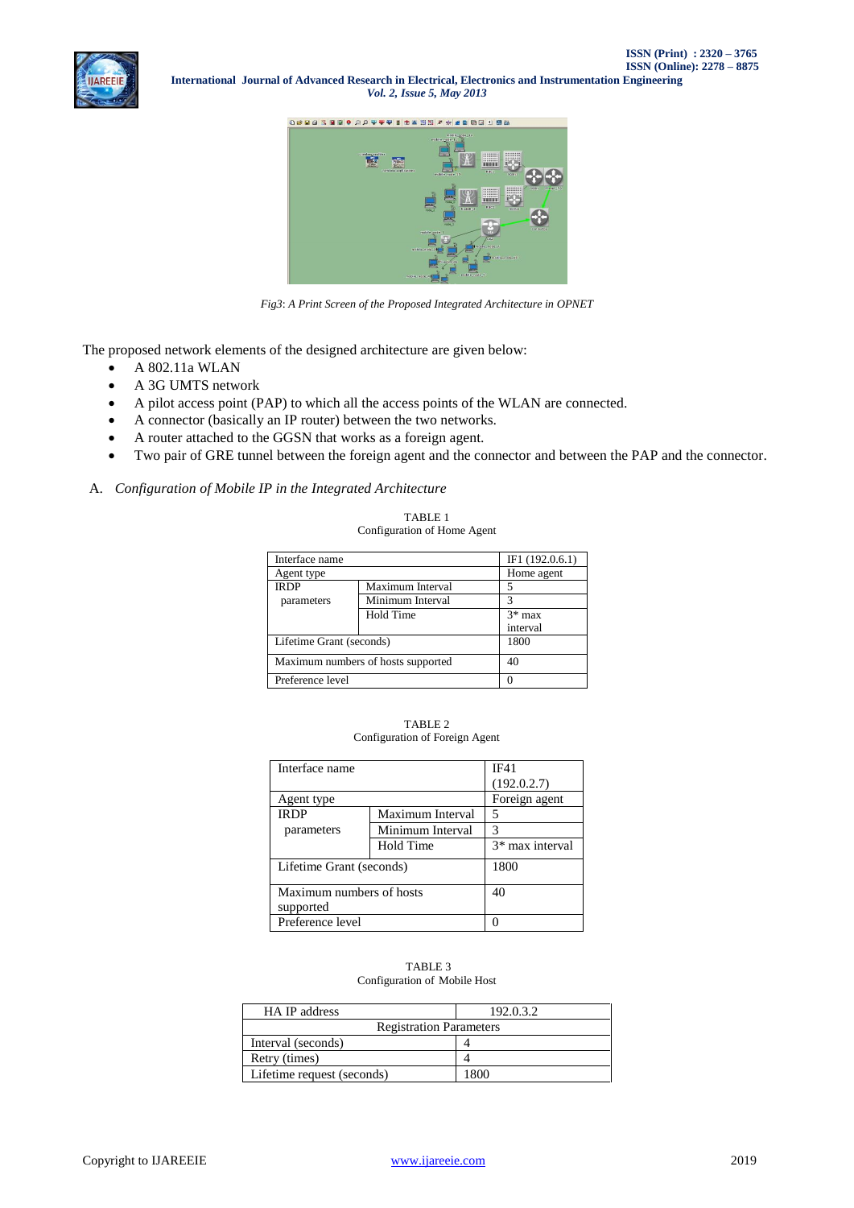*Fig3: A Print Screen of the Proposed Integrated Architecture in OPNET*

The proposed network elements of the designed architecture are given below:

- A 802.11a WLAN
- A 3G UMTS network
- A pilot access point (PAP) to which all the access points of the WLAN are connected.
- A connector (basically an IP router) between the two networks.
- A router attached to the GGSN that works as a foreign agent.
- Two pair of GRE tunnel between the foreign agent and the connector and between the PAP and the connector.

### A. *Configuration of Mobile IP in the Integrated Architecture*

TABLE 1
Configuration of Home Agent

| Interface name | | IF1 (192.0.6.1) |
|---|---|---|
| Agent type | | Home agent |
| IRDP parameters | Maximum Interval | 5 |
| | Minimum Interval | 3 |
| | Hold Time | 3* max interval |
| Lifetime Grant (seconds) | | 1800 |
| Maximum numbers of hosts supported | | 40 |
| Preference level | | 0 |

TABLE 2
Configuration of Foreign Agent

| Interface name | | IF41 (192.0.2.7) |
|---|---|---|
| Agent type | | Foreign agent |
| IRDP parameters | Maximum Interval | 5 |
| | Minimum Interval | 3 |
| | Hold Time | 3* max interval |
| Lifetime Grant (seconds) | | 1800 |
| Maximum numbers of hosts supported | | 40 |
| Preference level | | 0 |

TABLE 3
Configuration of Mobile Host

| HA IP address | 192.0.3.2 |
|---|---|
| Registration Parameters | |
| Interval (seconds) | 4 |
| Retry (times) | 4 |
| Lifetime request (seconds) | 1800 |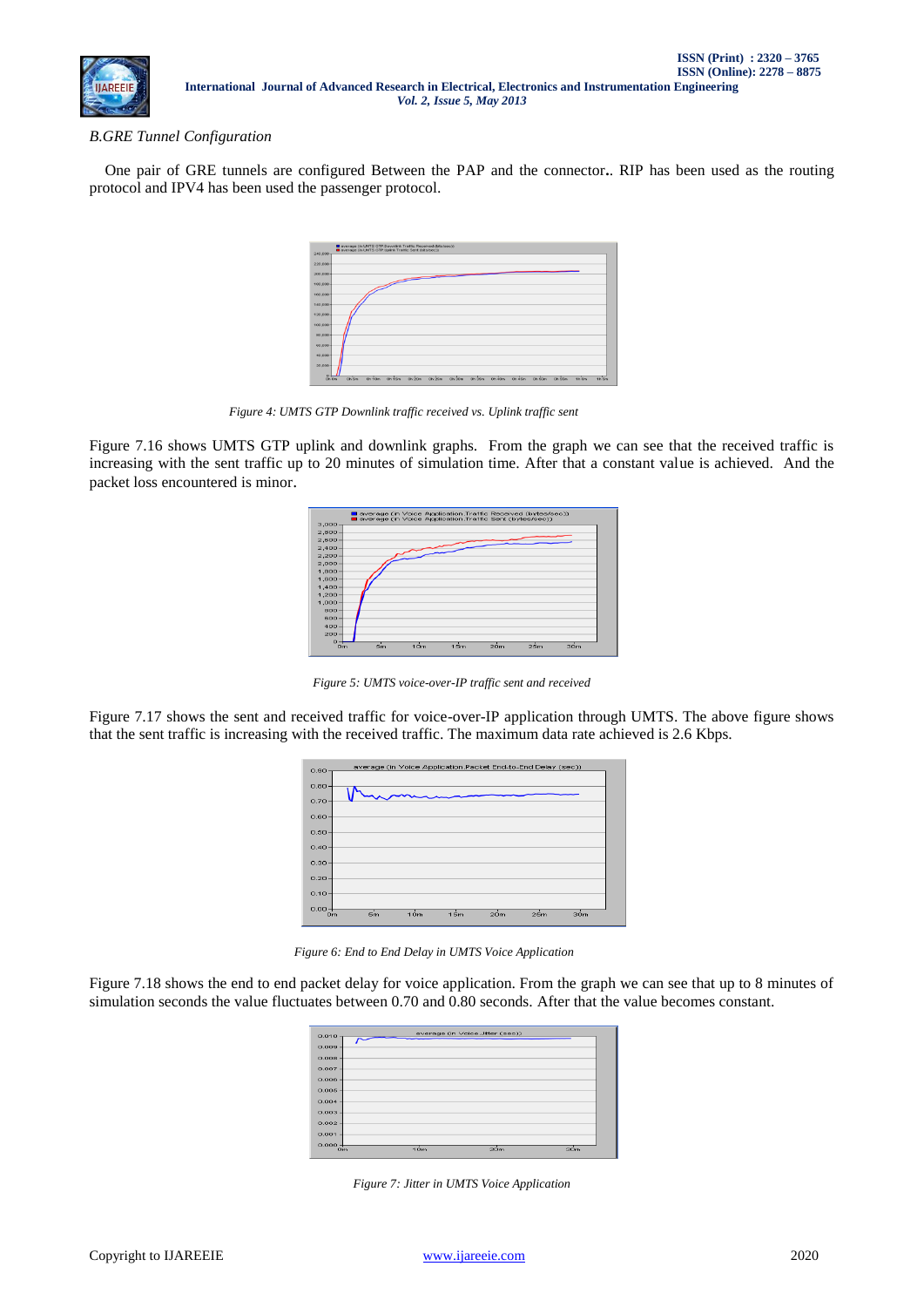*B.GRE Tunnel Configuration*

One pair of GRE tunnels are configured Between the PAP and the connector.. RIP has been used as the routing protocol and IPV4 has been used the passenger protocol.

*Figure 4: UMTS GTP Downlink traffic received vs. Uplink traffic sent*

Figure 7.16 shows UMTS GTP uplink and downlink graphs. From the graph we can see that the received traffic is increasing with the sent traffic up to 20 minutes of simulation time. After that a constant value is achieved. And the packet loss encountered is minor.

*Figure 5: UMTS voice-over-IP traffic sent and received*

Figure 7.17 shows the sent and received traffic for voice-over-IP application through UMTS. The above figure shows that the sent traffic is increasing with the received traffic. The maximum data rate achieved is 2.6 Kbps.

*Figure 6: End to End Delay in UMTS Voice Application*

Figure 7.18 shows the end to end packet delay for voice application. From the graph we can see that up to 8 minutes of simulation seconds the value fluctuates between 0.70 and 0.80 seconds. After that the value becomes constant.

*Figure 7: Jitter in UMTS Voice Application*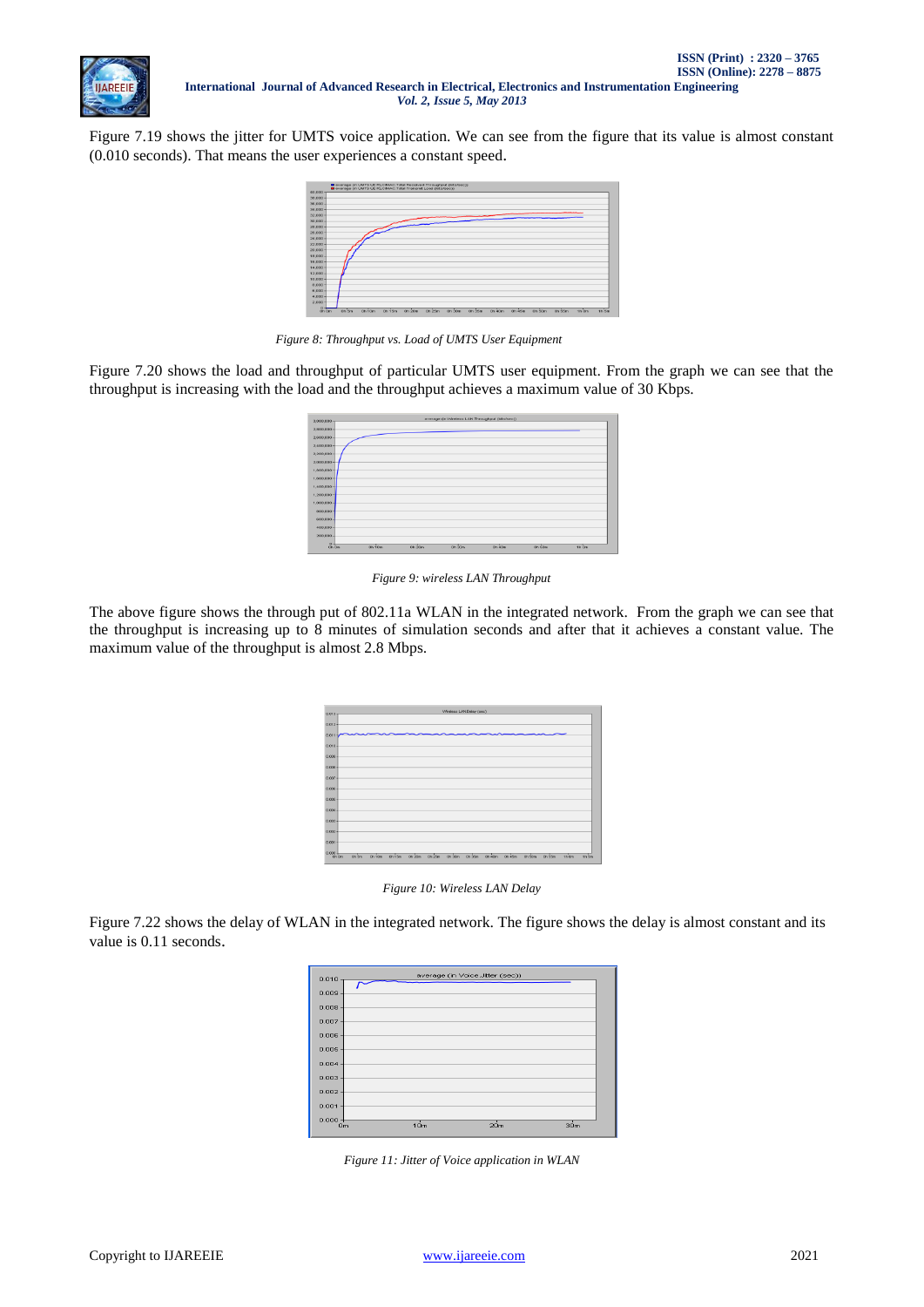Figure 7.19 shows the jitter for UMTS voice application. We can see from the figure that its value is almost constant (0.010 seconds). That means the user experiences a constant speed.

*Figure 8: Throughput vs. Load of UMTS User Equipment*

Figure 7.20 shows the load and throughput of particular UMTS user equipment. From the graph we can see that the throughput is increasing with the load and the throughput achieves a maximum value of 30 Kbps.

*Figure 9: wireless LAN Throughput*

The above figure shows the through put of 802.11a WLAN in the integrated network. From the graph we can see that the throughput is increasing up to 8 minutes of simulation seconds and after that it achieves a constant value. The maximum value of the throughput is almost 2.8 Mbps.

*Figure 10: Wireless LAN Delay*

Figure 7.22 shows the delay of WLAN in the integrated network. The figure shows the delay is almost constant and its value is 0.11 seconds.

*Figure 11: Jitter of Voice application in WLAN*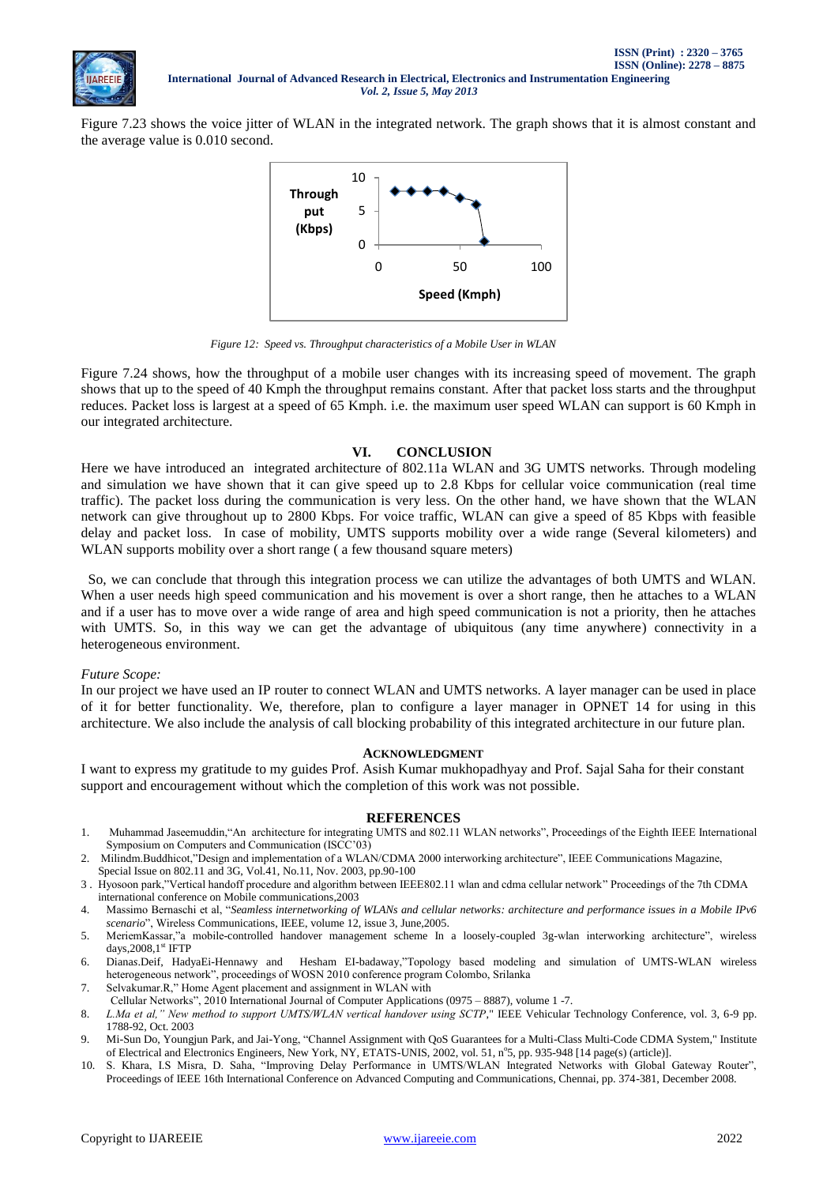Figure 7.23 shows the voice jitter of WLAN in the integrated network. The graph shows that it is almost constant and the average value is 0.010 second.

Through put (Kbps)

10
5
0

0
50
100

Speed (Kmph)

*Figure 12: Speed vs. Throughput characteristics of a Mobile User in WLAN*

Figure 7.24 shows, how the throughput of a mobile user changes with its increasing speed of movement. The graph shows that up to the speed of 40 Kmph the throughput remains constant. After that packet loss starts and the throughput reduces. Packet loss is largest at a speed of 65 Kmph. i.e. the maximum user speed WLAN can support is 60 Kmph in our integrated architecture.

## VI. CONCLUSION

Here we have introduced an integrated architecture of 802.11a WLAN and 3G UMTS networks. Through modeling and simulation we have shown that it can give speed up to 2.8 Kbps for cellular voice communication (real time traffic). The packet loss during the communication is very less. On the other hand, we have shown that the WLAN network can give throughput up to 2800 Kbps. For voice traffic, WLAN can give a speed of 85 Kbps with feasible delay and packet loss. In case of mobility, UMTS supports mobility over a wide range (Several kilometers) and WLAN supports mobility over a short range ( a few thousand square meters)

So, we can conclude that through this integration process we can utilize the advantages of both UMTS and WLAN. When a user needs high speed communication and his movement is over a short range, then he attaches to a WLAN and if a user has to move over a wide range of area and high speed communication is not a priority, then he attaches with UMTS. So, in this way we can get the advantage of ubiquitous (any time anywhere) connectivity in a heterogeneous environment.

*Future Scope:*

In our project we have used an IP router to connect WLAN and UMTS networks. A layer manager can be used in place of it for better functionality. We, therefore, plan to configure a layer manager in OPNET 14 for using in this architecture. We also include the analysis of call blocking probability of this integrated architecture in our future plan.

## ACKNOWLEDGMENT

I want to express my gratitude to my guides Prof. Asish Kumar mukhopadhyay and Prof. Sajal Saha for their constant support and encouragement without which the completion of this work was not possible.

## REFERENCES

1. Muhammad Jaseemuddin,"An architecture for integrating UMTS and 802.11 WLAN networks", Proceedings of the Eighth IEEE International Symposium on Computers and Communication (ISCC'03)
2. Milindm.Buddhicot,"Design and implementation of a WLAN/CDMA 2000 interworking architecture", IEEE Communications Magazine, Special Issue on 802.11 and 3G, Vol.41, No.11, Nov. 2003, pp.90-100
3. Hyosoon park,"Vertical handoff procedure and algorithm between IEEE802.11 wlan and cdma cellular network" Proceedings of the 7th CDMA international conference on Mobile communications,2003
4. Massimo Bernaschi et al, "*Seamless internetworking of WLANs and cellular networks: architecture and performance issues in a Mobile IPv6 scenario*", Wireless Communications, IEEE, volume 12, issue 3, June,2005.
5. MeriemKassar,"a mobile-controlled handover management scheme In a loosely-coupled 3g-wlan interworking architecture", wireless days,2008,1st IFTP
6. Dianas.Deif, HadyaEi-Hennawy and Hesham EI-badaway,"Topology based modeling and simulation of UMTS-WLAN wireless heterogeneous network", proceedings of WOSN 2010 conference program Colombo, Srilanka
7. Selvakumar.R," Home Agent placement and assignment in WLAN with Cellular Networks", 2010 International Journal of Computer Applications (0975 – 8887), volume 1 -7.
8. *L.Ma et al," New method to support UMTS/WLAN vertical handover using SCTP*," IEEE Vehicular Technology Conference, vol. 3, 6-9 pp. 1788-92, Oct. 2003
9. Mi-Sun Do, Youngjun Park, and Jai-Yong, "Channel Assignment with QoS Guarantees for a Multi-Class Multi-Code CDMA System," Institute of Electrical and Electronics Engineers, New York, NY, ETATS-UNIS, 2002, vol. 51, n°5, pp. 935-948 [14 page(s) (article)].
10. S. Khara, I.S Misra, D. Saha, "Improving Delay Performance in UMTS/WLAN Integrated Networks with Global Gateway Router", Proceedings of IEEE 16th International Conference on Advanced Computing and Communications, Chennai, pp. 374-381, December 2008.